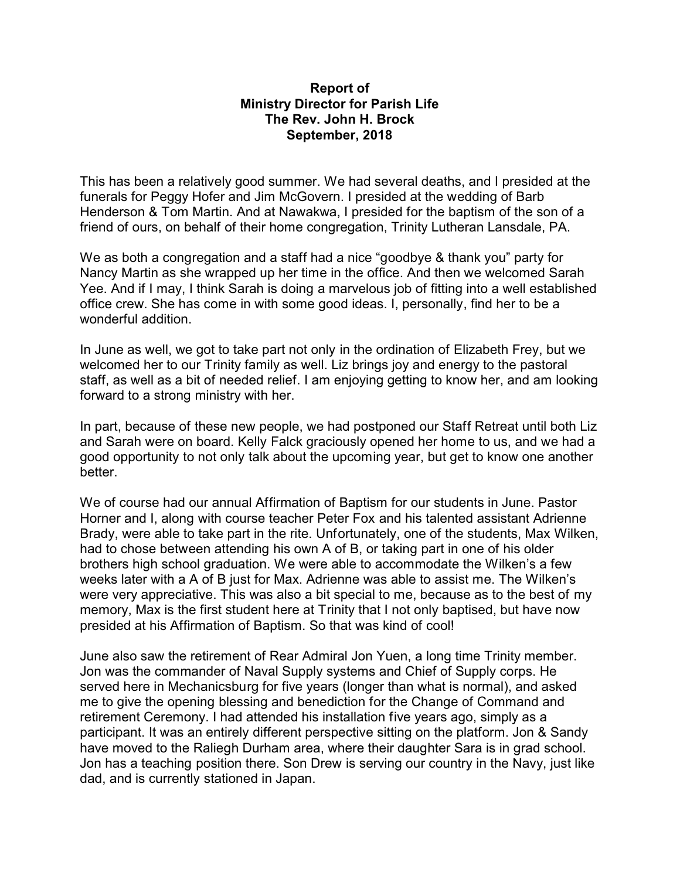**Report of**
**Ministry Director for Parish Life**
**The Rev. John H. Brock**
**September, 2018**

This has been a relatively good summer. We had several deaths, and I presided at the funerals for Peggy Hofer and Jim McGovern. I presided at the wedding of Barb Henderson & Tom Martin. And at Nawakwa, I presided for the baptism of the son of a friend of ours, on behalf of their home congregation, Trinity Lutheran Lansdale, PA.

We as both a congregation and a staff had a nice "goodbye & thank you" party for Nancy Martin as she wrapped up her time in the office. And then we welcomed Sarah Yee. And if I may, I think Sarah is doing a marvelous job of fitting into a well established office crew. She has come in with some good ideas. I, personally, find her to be a wonderful addition.

In June as well, we got to take part not only in the ordination of Elizabeth Frey, but we welcomed her to our Trinity family as well. Liz brings joy and energy to the pastoral staff, as well as a bit of needed relief. I am enjoying getting to know her, and am looking forward to a strong ministry with her.

In part, because of these new people, we had postponed our Staff Retreat until both Liz and Sarah were on board. Kelly Falck graciously opened her home to us, and we had a good opportunity to not only talk about the upcoming year, but get to know one another better.

We of course had our annual Affirmation of Baptism for our students in June. Pastor Horner and I, along with course teacher Peter Fox and his talented assistant Adrienne Brady, were able to take part in the rite. Unfortunately, one of the students, Max Wilken, had to chose between attending his own A of B, or taking part in one of his older brothers high school graduation. We were able to accommodate the Wilken's a few weeks later with a A of B just for Max. Adrienne was able to assist me. The Wilken's were very appreciative. This was also a bit special to me, because as to the best of my memory, Max is the first student here at Trinity that I not only baptised, but have now presided at his Affirmation of Baptism. So that was kind of cool!

June also saw the retirement of Rear Admiral Jon Yuen, a long time Trinity member. Jon was the commander of Naval Supply systems and Chief of Supply corps. He served here in Mechanicsburg for five years (longer than what is normal), and asked me to give the opening blessing and benediction for the Change of Command and retirement Ceremony. I had attended his installation five years ago, simply as a participant. It was an entirely different perspective sitting on the platform. Jon & Sandy have moved to the Raliegh Durham area, where their daughter Sara is in grad school. Jon has a teaching position there. Son Drew is serving our country in the Navy, just like dad, and is currently stationed in Japan.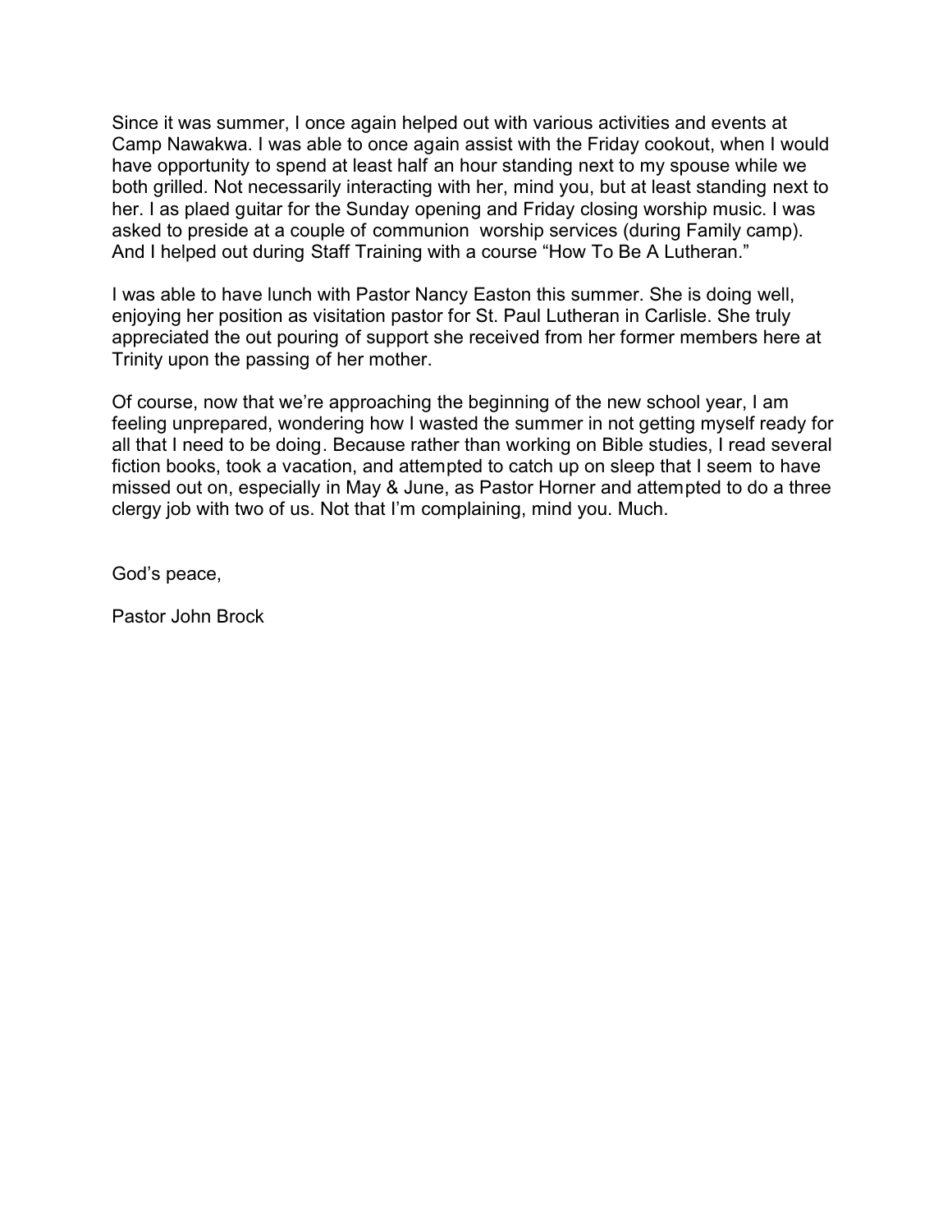Since it was summer, I once again helped out with various activities and events at Camp Nawakwa. I was able to once again assist with the Friday cookout, when I would have opportunity to spend at least half an hour standing next to my spouse while we both grilled. Not necessarily interacting with her, mind you, but at least standing next to her. I as plaed guitar for the Sunday opening and Friday closing worship music. I was asked to preside at a couple of communion worship services (during Family camp). And I helped out during Staff Training with a course "How To Be A Lutheran."

I was able to have lunch with Pastor Nancy Easton this summer. She is doing well, enjoying her position as visitation pastor for St. Paul Lutheran in Carlisle. She truly appreciated the out pouring of support she received from her former members here at Trinity upon the passing of her mother.

Of course, now that we're approaching the beginning of the new school year, I am feeling unprepared, wondering how I wasted the summer in not getting myself ready for all that I need to be doing. Because rather than working on Bible studies, I read several fiction books, took a vacation, and attempted to catch up on sleep that I seem to have missed out on, especially in May & June, as Pastor Horner and attempted to do a three clergy job with two of us. Not that I'm complaining, mind you. Much.

God's peace,

Pastor John Brock